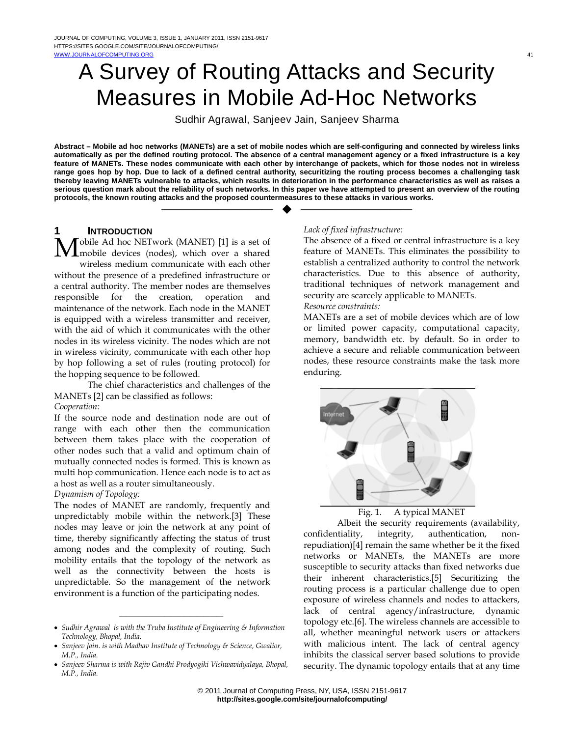# A Survey of Routing Attacks and Security Measures in Mobile Ad-Hoc Networks

Sudhir Agrawal, Sanjeev Jain, Sanjeev Sharma

**Abstract – Mobile ad hoc networks (MANETs) are a set of mobile nodes which are self-configuring and connected by wireless links automatically as per the defined routing protocol. The absence of a central management agency or a fixed infrastructure is a key feature of MANETs. These nodes communicate with each other by interchange of packets, which for those nodes not in wireless range goes hop by hop. Due to lack of a defined central authority, securitizing the routing process becomes a challenging task thereby leaving MANETs vulnerable to attacks, which results in deterioration in the performance characteristics as well as raises a serious question mark about the reliability of such networks. In this paper we have attempted to present an overview of the routing protocols, the known routing attacks and the proposed countermeasures to these attacks in various works.**

## 1 Introduction

Mobile Ad hoc NETwork (MANET) [1] is a set of mobile devices (nodes), which over a shared wireless medium communicate with each other without the presence of a predefined infrastructure or a central authority. The member nodes are themselves responsible for the creation, operation and maintenance of the network. Each node in the MANET is equipped with a wireless transmitter and receiver, with the aid of which it communicates with the other nodes in its wireless vicinity. The nodes which are not in wireless vicinity, communicate with each other hop by hop following a set of rules (routing protocol) for the hopping sequence to be followed.

The chief characteristics and challenges of the MANETs [2] can be classified as follows:

*Cooperation:*

If the source node and destination node are out of range with each other then the communication between them takes place with the cooperation of other nodes such that a valid and optimum chain of mutually connected nodes is formed. This is known as multi hop communication. Hence each node is to act as a host as well as a router simultaneously.

*Dynamism of Topology:*

The nodes of MANET are randomly, frequently and unpredictably mobile within the network.[3] These nodes may leave or join the network at any point of time, thereby significantly affecting the status of trust among nodes and the complexity of routing. Such mobility entails that the topology of the network as well as the connectivity between the hosts is unpredictable. So the management of the network environment is a function of the participating nodes.

*Lack of fixed infrastructure:*

The absence of a fixed or central infrastructure is a key feature of MANETs. This eliminates the possibility to establish a centralized authority to control the network characteristics. Due to this absence of authority, traditional techniques of network management and security are scarcely applicable to MANETs.

*Resource constraints:*

MANETs are a set of mobile devices which are of low or limited power capacity, computational capacity, memory, bandwidth etc. by default. So in order to achieve a secure and reliable communication between nodes, these resource constraints make the task more enduring.

Internet

Fig. 1. A typical MANET

Albeit the security requirements (availability, confidentiality, integrity, authentication, non-repudiation)[4] remain the same whether be it the fixed networks or MANETs, the MANETs are more susceptible to security attacks than fixed networks due their inherent characteristics.[5] Securitizing the routing process is a particular challenge due to open exposure of wireless channels and nodes to attackers, lack of central agency/infrastructure, dynamic topology etc.[6]. The wireless channels are accessible to all, whether meaningful network users or attackers with malicious intent. The lack of central agency inhibits the classical server based solutions to provide security. The dynamic topology entails that at any time

---

- *Sudhir Agrawal is with the Truba Institute of Engineering & Information Technology, Bhopal, India.*
- *Sanjeev Jain. is with Madhav Institute of Technology & Science, Gwalior, M.P., India.*
- *Sanjeev Sharma is with Rajiv Gandhi Prodyogiki Vishwavidyalaya, Bhopal, M.P., India.*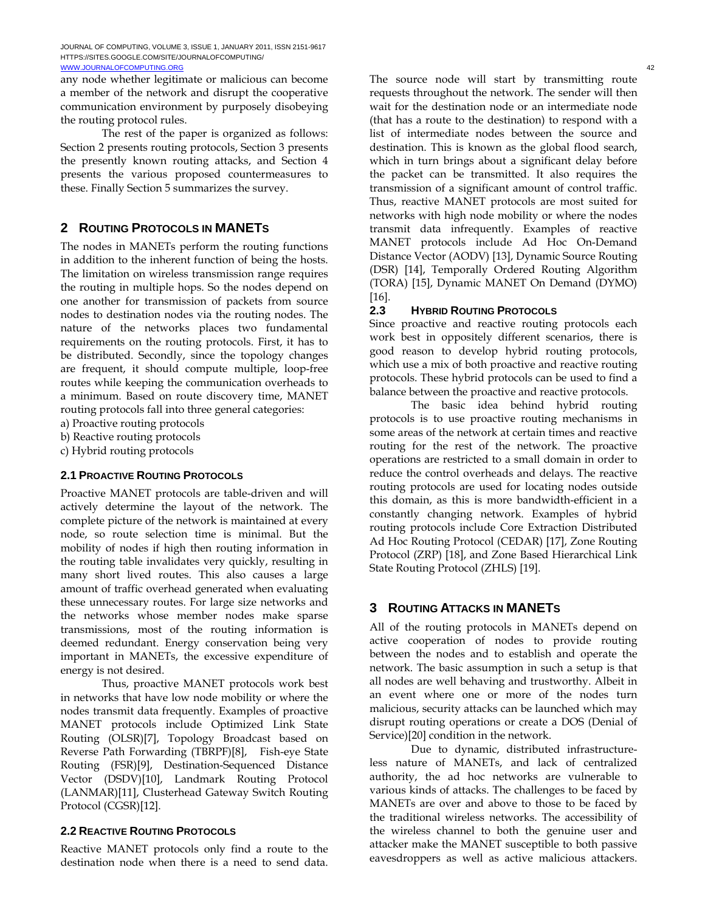any node whether legitimate or malicious can become a member of the network and disrupt the cooperative communication environment by purposely disobeying the routing protocol rules.

The rest of the paper is organized as follows: Section 2 presents routing protocols, Section 3 presents the presently known routing attacks, and Section 4 presents the various proposed countermeasures to these. Finally Section 5 summarizes the survey.

## 2 ROUTING PROTOCOLS IN MANETS

The nodes in MANETs perform the routing functions in addition to the inherent function of being the hosts. The limitation on wireless transmission range requires the routing in multiple hops. So the nodes depend on one another for transmission of packets from source nodes to destination nodes via the routing nodes. The nature of the networks places two fundamental requirements on the routing protocols. First, it has to be distributed. Secondly, since the topology changes are frequent, it should compute multiple, loop-free routes while keeping the communication overheads to a minimum. Based on route discovery time, MANET routing protocols fall into three general categories:

a) Proactive routing protocols
b) Reactive routing protocols
c) Hybrid routing protocols

### 2.1 PROACTIVE ROUTING PROTOCOLS

Proactive MANET protocols are table-driven and will actively determine the layout of the network. The complete picture of the network is maintained at every node, so route selection time is minimal. But the mobility of nodes if high then routing information in the routing table invalidates very quickly, resulting in many short lived routes. This also causes a large amount of traffic overhead generated when evaluating these unnecessary routes. For large size networks and the networks whose member nodes make sparse transmissions, most of the routing information is deemed redundant. Energy conservation being very important in MANETs, the excessive expenditure of energy is not desired.

Thus, proactive MANET protocols work best in networks that have low node mobility or where the nodes transmit data frequently. Examples of proactive MANET protocols include Optimized Link State Routing (OLSR)[7], Topology Broadcast based on Reverse Path Forwarding (TBRPF)[8], Fish-eye State Routing (FSR)[9], Destination-Sequenced Distance Vector (DSDV)[10], Landmark Routing Protocol (LANMAR)[11], Clusterhead Gateway Switch Routing Protocol (CGSR)[12].

### 2.2 REACTIVE ROUTING PROTOCOLS

Reactive MANET protocols only find a route to the destination node when there is a need to send data. The source node will start by transmitting route requests throughout the network. The sender will then wait for the destination node or an intermediate node (that has a route to the destination) to respond with a list of intermediate nodes between the source and destination. This is known as the global flood search, which in turn brings about a significant delay before the packet can be transmitted. It also requires the transmission of a significant amount of control traffic. Thus, reactive MANET protocols are most suited for networks with high node mobility or where the nodes transmit data infrequently. Examples of reactive MANET protocols include Ad Hoc On-Demand Distance Vector (AODV) [13], Dynamic Source Routing (DSR) [14], Temporally Ordered Routing Algorithm (TORA) [15], Dynamic MANET On Demand (DYMO) [16].

### 2.3 HYBRID ROUTING PROTOCOLS

Since proactive and reactive routing protocols each work best in oppositely different scenarios, there is good reason to develop hybrid routing protocols, which use a mix of both proactive and reactive routing protocols. These hybrid protocols can be used to find a balance between the proactive and reactive protocols.

The basic idea behind hybrid routing protocols is to use proactive routing mechanisms in some areas of the network at certain times and reactive routing for the rest of the network. The proactive operations are restricted to a small domain in order to reduce the control overheads and delays. The reactive routing protocols are used for locating nodes outside this domain, as this is more bandwidth-efficient in a constantly changing network. Examples of hybrid routing protocols include Core Extraction Distributed Ad Hoc Routing Protocol (CEDAR) [17], Zone Routing Protocol (ZRP) [18], and Zone Based Hierarchical Link State Routing Protocol (ZHLS) [19].

## 3 ROUTING ATTACKS IN MANETS

All of the routing protocols in MANETs depend on active cooperation of nodes to provide routing between the nodes and to establish and operate the network. The basic assumption in such a setup is that all nodes are well behaving and trustworthy. Albeit in an event where one or more of the nodes turn malicious, security attacks can be launched which may disrupt routing operations or create a DOS (Denial of Service)[20] condition in the network.

Due to dynamic, distributed infrastructure-less nature of MANETs, and lack of centralized authority, the ad hoc networks are vulnerable to various kinds of attacks. The challenges to be faced by MANETs are over and above to those to be faced by the traditional wireless networks. The accessibility of the wireless channel to both the genuine user and attacker make the MANET susceptible to both passive eavesdroppers as well as active malicious attackers.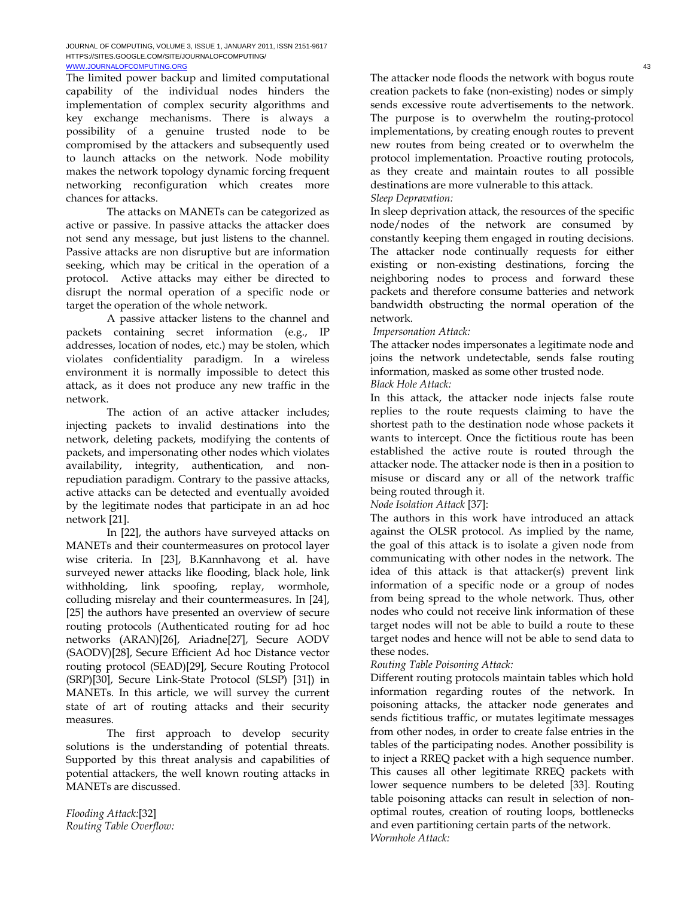The limited power backup and limited computational capability of the individual nodes hinders the implementation of complex security algorithms and key exchange mechanisms. There is always a possibility of a genuine trusted node to be compromised by the attackers and subsequently used to launch attacks on the network. Node mobility makes the network topology dynamic forcing frequent networking reconfiguration which creates more chances for attacks.

The attacks on MANETs can be categorized as active or passive. In passive attacks the attacker does not send any message, but just listens to the channel. Passive attacks are non disruptive but are information seeking, which may be critical in the operation of a protocol. Active attacks may either be directed to disrupt the normal operation of a specific node or target the operation of the whole network.

A passive attacker listens to the channel and packets containing secret information (e.g., IP addresses, location of nodes, etc.) may be stolen, which violates confidentiality paradigm. In a wireless environment it is normally impossible to detect this attack, as it does not produce any new traffic in the network.

The action of an active attacker includes; injecting packets to invalid destinations into the network, deleting packets, modifying the contents of packets, and impersonating other nodes which violates availability, integrity, authentication, and non-repudiation paradigm. Contrary to the passive attacks, active attacks can be detected and eventually avoided by the legitimate nodes that participate in an ad hoc network [21].

In [22], the authors have surveyed attacks on MANETs and their countermeasures on protocol layer wise criteria. In [23], B.Kannhavong et al. have surveyed newer attacks like flooding, black hole, link withholding, link spoofing, replay, wormhole, colluding misrelay and their countermeasures. In [24], [25] the authors have presented an overview of secure routing protocols (Authenticated routing for ad hoc networks (ARAN)[26], Ariadne[27], Secure AODV (SAODV)[28], Secure Efficient Ad hoc Distance vector routing protocol (SEAD)[29], Secure Routing Protocol (SRP)[30], Secure Link-State Protocol (SLSP) [31]) in MANETs. In this article, we will survey the current state of art of routing attacks and their security measures.

The first approach to develop security solutions is the understanding of potential threats. Supported by this threat analysis and capabilities of potential attackers, the well known routing attacks in MANETs are discussed.

*Flooding Attack:*[32]

*Routing Table Overflow:*

The attacker node floods the network with bogus route creation packets to fake (non-existing) nodes or simply sends excessive route advertisements to the network. The purpose is to overwhelm the routing-protocol implementations, by creating enough routes to prevent new routes from being created or to overwhelm the protocol implementation. Proactive routing protocols, as they create and maintain routes to all possible destinations are more vulnerable to this attack.

*Sleep Depravation:*

In sleep deprivation attack, the resources of the specific node/nodes of the network are consumed by constantly keeping them engaged in routing decisions. The attacker node continually requests for either existing or non-existing destinations, forcing the neighboring nodes to process and forward these packets and therefore consume batteries and network bandwidth obstructing the normal operation of the network.

*Impersonation Attack:*

The attacker nodes impersonates a legitimate node and joins the network undetectable, sends false routing information, masked as some other trusted node.

*Black Hole Attack:*

In this attack, the attacker node injects false route replies to the route requests claiming to have the shortest path to the destination node whose packets it wants to intercept. Once the fictitious route has been established the active route is routed through the attacker node. The attacker node is then in a position to misuse or discard any or all of the network traffic being routed through it.

*Node Isolation Attack* [37]:

The authors in this work have introduced an attack against the OLSR protocol. As implied by the name, the goal of this attack is to isolate a given node from communicating with other nodes in the network. The idea of this attack is that attacker(s) prevent link information of a specific node or a group of nodes from being spread to the whole network. Thus, other nodes who could not receive link information of these target nodes will not be able to build a route to these target nodes and hence will not be able to send data to these nodes.

*Routing Table Poisoning Attack:*

Different routing protocols maintain tables which hold information regarding routes of the network. In poisoning attacks, the attacker node generates and sends fictitious traffic, or mutates legitimate messages from other nodes, in order to create false entries in the tables of the participating nodes. Another possibility is to inject a RREQ packet with a high sequence number. This causes all other legitimate RREQ packets with lower sequence numbers to be deleted [33]. Routing table poisoning attacks can result in selection of non-optimal routes, creation of routing loops, bottlenecks and even partitioning certain parts of the network.

*Wormhole Attack:*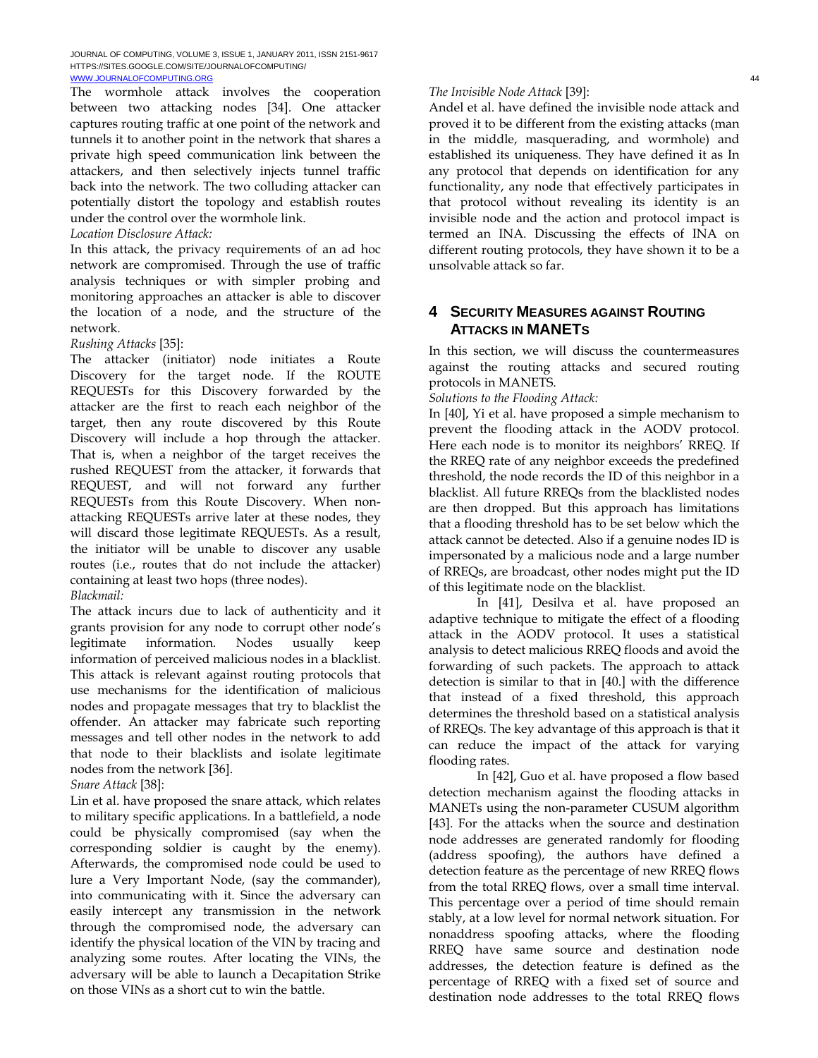The wormhole attack involves the cooperation between two attacking nodes [34]. One attacker captures routing traffic at one point of the network and tunnels it to another point in the network that shares a private high speed communication link between the attackers, and then selectively injects tunnel traffic back into the network. The two colluding attacker can potentially distort the topology and establish routes under the control over the wormhole link.

*Location Disclosure Attack:*

In this attack, the privacy requirements of an ad hoc network are compromised. Through the use of traffic analysis techniques or with simpler probing and monitoring approaches an attacker is able to discover the location of a node, and the structure of the network.

*Rushing Attacks* [35]:

The attacker (initiator) node initiates a Route Discovery for the target node. If the ROUTE REQUESTs for this Discovery forwarded by the attacker are the first to reach each neighbor of the target, then any route discovered by this Route Discovery will include a hop through the attacker. That is, when a neighbor of the target receives the rushed REQUEST from the attacker, it forwards that REQUEST, and will not forward any further REQUESTs from this Route Discovery. When non-attacking REQUESTs arrive later at these nodes, they will discard those legitimate REQUESTs. As a result, the initiator will be unable to discover any usable routes (i.e., routes that do not include the attacker) containing at least two hops (three nodes).

*Blackmail:*

The attack incurs due to lack of authenticity and it grants provision for any node to corrupt other node's legitimate information. Nodes usually keep information of perceived malicious nodes in a blacklist. This attack is relevant against routing protocols that use mechanisms for the identification of malicious nodes and propagate messages that try to blacklist the offender. An attacker may fabricate such reporting messages and tell other nodes in the network to add that node to their blacklists and isolate legitimate nodes from the network [36].

*Snare Attack* [38]:

Lin et al. have proposed the snare attack, which relates to military specific applications. In a battlefield, a node could be physically compromised (say when the corresponding soldier is caught by the enemy). Afterwards, the compromised node could be used to lure a Very Important Node, (say the commander), into communicating with it. Since the adversary can easily intercept any transmission in the network through the compromised node, the adversary can identify the physical location of the VIN by tracing and analyzing some routes. After locating the VINs, the adversary will be able to launch a Decapitation Strike on those VINs as a short cut to win the battle.

*The Invisible Node Attack* [39]:

Andel et al. have defined the invisible node attack and proved it to be different from the existing attacks (man in the middle, masquerading, and wormhole) and established its uniqueness. They have defined it as In any protocol that depends on identification for any functionality, any node that effectively participates in that protocol without revealing its identity is an invisible node and the action and protocol impact is termed an INA. Discussing the effects of INA on different routing protocols, they have shown it to be a unsolvable attack so far.

## 4 Security Measures against Routing Attacks in MANETs

In this section, we will discuss the countermeasures against the routing attacks and secured routing protocols in MANETS.

*Solutions to the Flooding Attack:*

In [40], Yi et al. have proposed a simple mechanism to prevent the flooding attack in the AODV protocol. Here each node is to monitor its neighbors' RREQ. If the RREQ rate of any neighbor exceeds the predefined threshold, the node records the ID of this neighbor in a blacklist. All future RREQs from the blacklisted nodes are then dropped. But this approach has limitations that a flooding threshold has to be set below which the attack cannot be detected. Also if a genuine nodes ID is impersonated by a malicious node and a large number of RREQs, are broadcast, other nodes might put the ID of this legitimate node on the blacklist.

In [41], Desilva et al. have proposed an adaptive technique to mitigate the effect of a flooding attack in the AODV protocol. It uses a statistical analysis to detect malicious RREQ floods and avoid the forwarding of such packets. The approach to attack detection is similar to that in [40.] with the difference that instead of a fixed threshold, this approach determines the threshold based on a statistical analysis of RREQs. The key advantage of this approach is that it can reduce the impact of the attack for varying flooding rates.

In [42], Guo et al. have proposed a flow based detection mechanism against the flooding attacks in MANETs using the non-parameter CUSUM algorithm [43]. For the attacks when the source and destination node addresses are generated randomly for flooding (address spoofing), the authors have defined a detection feature as the percentage of new RREQ flows from the total RREQ flows, over a small time interval. This percentage over a period of time should remain stably, at a low level for normal network situation. For nonaddress spoofing attacks, where the flooding RREQ have same source and destination node addresses, the detection feature is defined as the percentage of RREQ with a fixed set of source and destination node addresses to the total RREQ flows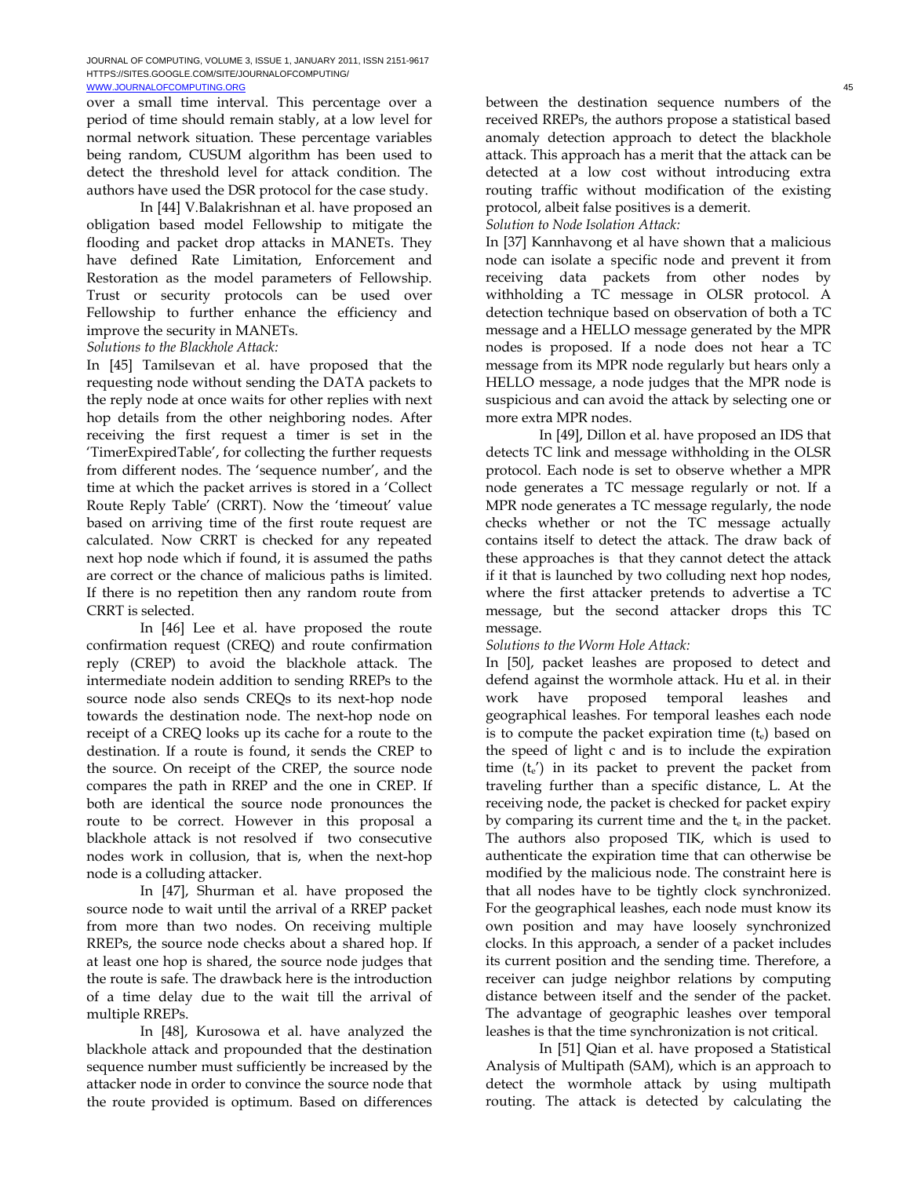over a small time interval. This percentage over a period of time should remain stably, at a low level for normal network situation. These percentage variables being random, CUSUM algorithm has been used to detect the threshold level for attack condition. The authors have used the DSR protocol for the case study.

In [44] V.Balakrishnan et al. have proposed an obligation based model Fellowship to mitigate the flooding and packet drop attacks in MANETs. They have defined Rate Limitation, Enforcement and Restoration as the model parameters of Fellowship. Trust or security protocols can be used over Fellowship to further enhance the efficiency and improve the security in MANETs.

*Solutions to the Blackhole Attack:*

In [45] Tamilsevan et al. have proposed that the requesting node without sending the DATA packets to the reply node at once waits for other replies with next hop details from the other neighboring nodes. After receiving the first request a timer is set in the 'TimerExpiredTable', for collecting the further requests from different nodes. The 'sequence number', and the time at which the packet arrives is stored in a 'Collect Route Reply Table' (CRRT). Now the 'timeout' value based on arriving time of the first route request are calculated. Now CRRT is checked for any repeated next hop node which if found, it is assumed the paths are correct or the chance of malicious paths is limited. If there is no repetition then any random route from CRRT is selected.

In [46] Lee et al. have proposed the route confirmation request (CREQ) and route confirmation reply (CREP) to avoid the blackhole attack. The intermediate nodein addition to sending RREPs to the source node also sends CREQs to its next-hop node towards the destination node. The next-hop node on receipt of a CREQ looks up its cache for a route to the destination. If a route is found, it sends the CREP to the source. On receipt of the CREP, the source node compares the path in RREP and the one in CREP. If both are identical the source node pronounces the route to be correct. However in this proposal a blackhole attack is not resolved if two consecutive nodes work in collusion, that is, when the next-hop node is a colluding attacker.

In [47], Shurman et al. have proposed the source node to wait until the arrival of a RREP packet from more than two nodes. On receiving multiple RREPs, the source node checks about a shared hop. If at least one hop is shared, the source node judges that the route is safe. The drawback here is the introduction of a time delay due to the wait till the arrival of multiple RREPs.

In [48], Kurosowa et al. have analyzed the blackhole attack and propounded that the destination sequence number must sufficiently be increased by the attacker node in order to convince the source node that the route provided is optimum. Based on differences between the destination sequence numbers of the received RREPs, the authors propose a statistical based anomaly detection approach to detect the blackhole attack. This approach has a merit that the attack can be detected at a low cost without introducing extra routing traffic without modification of the existing protocol, albeit false positives is a demerit.

*Solution to Node Isolation Attack:*

In [37] Kannhavong et al have shown that a malicious node can isolate a specific node and prevent it from receiving data packets from other nodes by withholding a TC message in OLSR protocol. A detection technique based on observation of both a TC message and a HELLO message generated by the MPR nodes is proposed. If a node does not hear a TC message from its MPR node regularly but hears only a HELLO message, a node judges that the MPR node is suspicious and can avoid the attack by selecting one or more extra MPR nodes.

In [49], Dillon et al. have proposed an IDS that detects TC link and message withholding in the OLSR protocol. Each node is set to observe whether a MPR node generates a TC message regularly or not. If a MPR node generates a TC message regularly, the node checks whether or not the TC message actually contains itself to detect the attack. The draw back of these approaches is that they cannot detect the attack if it that is launched by two colluding next hop nodes, where the first attacker pretends to advertise a TC message, but the second attacker drops this TC message.

*Solutions to the Worm Hole Attack:*

In [50], packet leashes are proposed to detect and defend against the wormhole attack. Hu et al. in their work have proposed temporal leashes and geographical leashes. For temporal leashes each node is to compute the packet expiration time ($t_e$) based on the speed of light c and is to include the expiration time ($t_e'$) in its packet to prevent the packet from traveling further than a specific distance, L. At the receiving node, the packet is checked for packet expiry by comparing its current time and the $t_e$ in the packet. The authors also proposed TIK, which is used to authenticate the expiration time that can otherwise be modified by the malicious node. The constraint here is that all nodes have to be tightly clock synchronized. For the geographical leashes, each node must know its own position and may have loosely synchronized clocks. In this approach, a sender of a packet includes its current position and the sending time. Therefore, a receiver can judge neighbor relations by computing distance between itself and the sender of the packet. The advantage of geographic leashes over temporal leashes is that the time synchronization is not critical.

In [51] Qian et al. have proposed a Statistical Analysis of Multipath (SAM), which is an approach to detect the wormhole attack by using multipath routing. The attack is detected by calculating the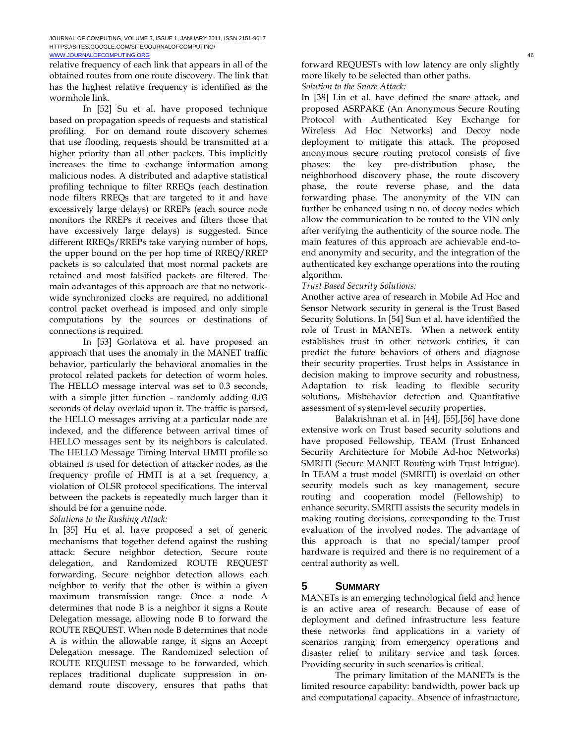relative frequency of each link that appears in all of the obtained routes from one route discovery. The link that has the highest relative frequency is identified as the wormhole link.

In [52] Su et al. have proposed technique based on propagation speeds of requests and statistical profiling. For on demand route discovery schemes that use flooding, requests should be transmitted at a higher priority than all other packets. This implicitly increases the time to exchange information among malicious nodes. A distributed and adaptive statistical profiling technique to filter RREQs (each destination node filters RREQs that are targeted to it and have excessively large delays) or RREPs (each source node monitors the RREPs it receives and filters those that have excessively large delays) is suggested. Since different RREQs/RREPs take varying number of hops, the upper bound on the per hop time of RREQ/RREP packets is so calculated that most normal packets are retained and most falsified packets are filtered. The main advantages of this approach are that no network-wide synchronized clocks are required, no additional control packet overhead is imposed and only simple computations by the sources or destinations of connections is required.

In [53] Gorlatova et al. have proposed an approach that uses the anomaly in the MANET traffic behavior, particularly the behavioral anomalies in the protocol related packets for detection of worm holes. The HELLO message interval was set to 0.3 seconds, with a simple jitter function - randomly adding 0.03 seconds of delay overlaid upon it. The traffic is parsed, the HELLO messages arriving at a particular node are indexed, and the difference between arrival times of HELLO messages sent by its neighbors is calculated. The HELLO Message Timing Interval HMTI profile so obtained is used for detection of attacker nodes, as the frequency profile of HMTI is at a set frequency, a violation of OLSR protocol specifications. The interval between the packets is repeatedly much larger than it should be for a genuine node.

*Solutions to the Rushing Attack:*

In [35] Hu et al. have proposed a set of generic mechanisms that together defend against the rushing attack: Secure neighbor detection, Secure route delegation, and Randomized ROUTE REQUEST forwarding. Secure neighbor detection allows each neighbor to verify that the other is within a given maximum transmission range. Once a node A determines that node B is a neighbor it signs a Route Delegation message, allowing node B to forward the ROUTE REQUEST. When node B determines that node A is within the allowable range, it signs an Accept Delegation message. The Randomized selection of ROUTE REQUEST message to be forwarded, which replaces traditional duplicate suppression in on-demand route discovery, ensures that paths that forward REQUESTs with low latency are only slightly more likely to be selected than other paths.

*Solution to the Snare Attack:*

In [38] Lin et al. have defined the snare attack, and proposed ASRPAKE (An Anonymous Secure Routing Protocol with Authenticated Key Exchange for Wireless Ad Hoc Networks) and Decoy node deployment to mitigate this attack. The proposed anonymous secure routing protocol consists of five phases: the key pre-distribution phase, the neighborhood discovery phase, the route discovery phase, the route reverse phase, and the data forwarding phase. The anonymity of the VIN can further be enhanced using n no. of decoy nodes which allow the communication to be routed to the VIN only after verifying the authenticity of the source node. The main features of this approach are achievable end-to-end anonymity and security, and the integration of the authenticated key exchange operations into the routing algorithm.

*Trust Based Security Solutions:*

Another active area of research in Mobile Ad Hoc and Sensor Network security in general is the Trust Based Security Solutions. In [54] Sun et al. have identified the role of Trust in MANETs. When a network entity establishes trust in other network entities, it can predict the future behaviors of others and diagnose their security properties. Trust helps in Assistance in decision making to improve security and robustness, Adaptation to risk leading to flexible security solutions, Misbehavior detection and Quantitative assessment of system-level security properties.

Balakrishnan et al. in [44], [55],[56] have done extensive work on Trust based security solutions and have proposed Fellowship, TEAM (Trust Enhanced Security Architecture for Mobile Ad-hoc Networks) SMRITI (Secure MANET Routing with Trust Intrigue). In TEAM a trust model (SMRITI) is overlaid on other security models such as key management, secure routing and cooperation model (Fellowship) to enhance security. SMRITI assists the security models in making routing decisions, corresponding to the Trust evaluation of the involved nodes. The advantage of this approach is that no special/tamper proof hardware is required and there is no requirement of a central authority as well.

## 5 Summary

MANETs is an emerging technological field and hence is an active area of research. Because of ease of deployment and defined infrastructure less feature these networks find applications in a variety of scenarios ranging from emergency operations and disaster relief to military service and task forces. Providing security in such scenarios is critical.

The primary limitation of the MANETs is the limited resource capability: bandwidth, power back up and computational capacity. Absence of infrastructure,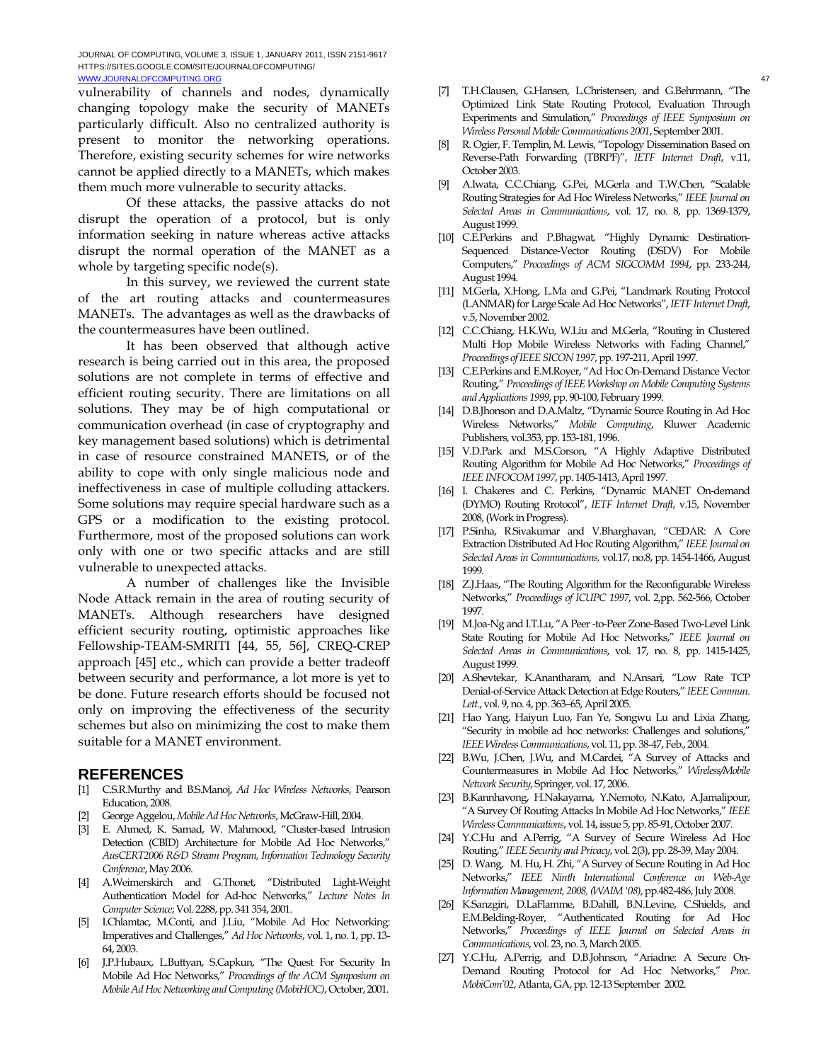vulnerability of channels and nodes, dynamically changing topology make the security of MANETs particularly difficult. Also no centralized authority is present to monitor the networking operations. Therefore, existing security schemes for wire networks cannot be applied directly to a MANETs, which makes them much more vulnerable to security attacks.

Of these attacks, the passive attacks do not disrupt the operation of a protocol, but is only information seeking in nature whereas active attacks disrupt the normal operation of the MANET as a whole by targeting specific node(s).

In this survey, we reviewed the current state of the art routing attacks and countermeasures MANETs. The advantages as well as the drawbacks of the countermeasures have been outlined.

It has been observed that although active research is being carried out in this area, the proposed solutions are not complete in terms of effective and efficient routing security. There are limitations on all solutions. They may be of high computational or communication overhead (in case of cryptography and key management based solutions) which is detrimental in case of resource constrained MANETS, or of the ability to cope with only single malicious node and ineffectiveness in case of multiple colluding attackers. Some solutions may require special hardware such as a GPS or a modification to the existing protocol. Furthermore, most of the proposed solutions can work only with one or two specific attacks and are still vulnerable to unexpected attacks.

A number of challenges like the Invisible Node Attack remain in the area of routing security of MANETs. Although researchers have designed efficient security routing, optimistic approaches like Fellowship-TEAM-SMRITI [44, 55, 56], CREQ-CREP approach [45] etc., which can provide a better tradeoff between security and performance, a lot more is yet to be done. Future research efforts should be focused not only on improving the effectiveness of the security schemes but also on minimizing the cost to make them suitable for a MANET environment.

## REFERENCES

[1] C.S.R.Murthy and B.S.Manoj, *Ad Hoc Wireless Networks*, Pearson Education, 2008.

[2] George Aggelou, *Mobile Ad Hoc Networks*, McGraw-Hill, 2004.

[3] E. Ahmed, K. Samad, W. Mahmood, "Cluster-based Intrusion Detection (CBID) Architecture for Mobile Ad Hoc Networks," *AusCERT2006 R&D Stream Program, Information Technology Security Conference*, May 2006.

[4] A.Weimerskirch and G.Thonet, "Distributed Light-Weight Authentication Model for Ad-hoc Networks," *Lecture Notes In Computer Science*; Vol. 2288, pp. 341 354, 2001.

[5] I.Chlamtac, M.Conti, and J.Liu, "Mobile Ad Hoc Networking: Imperatives and Challenges," *Ad Hoc Networks*, vol. 1, no. 1, pp. 13-64, 2003.

[6] J.P.Hubaux, L.Buttyan, S.Capkun, "The Quest For Security In Mobile Ad Hoc Networks," *Proceedings of the ACM Symposium on Mobile Ad Hoc Networking and Computing (MobiHOC)*, October, 2001.

[7] T.H.Clausen, G.Hansen, L.Christensen, and G.Behrmann, "The Optimized Link State Routing Protocol, Evaluation Through Experiments and Simulation," *Proceedings of IEEE Symposium on Wireless Personal Mobile Communications 2001*, September 2001.

[8] R. Ogier, F. Templin, M. Lewis, "Topology Dissemination Based on Reverse-Path Forwarding (TBRPF)", *IETF Internet Draft*, v.11, October 2003.

[9] A.Iwata, C.C.Chiang, G.Pei, M.Gerla and T.W.Chen, "Scalable Routing Strategies for Ad Hoc Wireless Networks," *IEEE Journal on Selected Areas in Communications*, vol. 17, no. 8, pp. 1369-1379, August 1999.

[10] C.E.Perkins and P.Bhagwat, "Highly Dynamic Destination-Sequenced Distance-Vector Routing (DSDV) For Mobile Computers," *Proceedings of ACM SIGCOMM 1994*, pp. 233-244, August 1994.

[11] M.Gerla, X.Hong, L.Ma and G.Pei, "Landmark Routing Protocol (LANMAR) for Large Scale Ad Hoc Networks", *IETF Internet Draft*, v.5, November 2002.

[12] C.C.Chiang, H.K.Wu, W.Liu and M.Gerla, "Routing in Clustered Multi Hop Mobile Wireless Networks with Fading Channel," *Proceedings of IEEE SICON 1997*, pp. 197-211, April 1997.

[13] C.E.Perkins and E.M.Royer, "Ad Hoc On-Demand Distance Vector Routing," *Proceedings of IEEE Workshop on Mobile Computing Systems and Applications 1999*, pp. 90-100, February 1999.

[14] D.B.Jhonson and D.A.Maltz, "Dynamic Source Routing in Ad Hoc Wireless Networks," *Mobile Computing*, Kluwer Academic Publishers, vol.353, pp. 153-181, 1996.

[15] V.D.Park and M.S.Corson, "A Highly Adaptive Distributed Routing Algorithm for Mobile Ad Hoc Networks," *Proceedings of IEEE INFOCOM 1997*, pp. 1405-1413, April 1997.

[16] I. Chakeres and C. Perkins, "Dynamic MANET On-demand (DYMO) Routing Rrotocol", *IETF Internet Draft*, v.15, November 2008, (Work in Progress).

[17] P.Sinha, R.Sivakumar and V.Bharghavan, "CEDAR: A Core Extraction Distributed Ad Hoc Routing Algorithm," *IEEE Journal on Selected Areas in Communications,* vol.17, no.8, pp. 1454-1466, August 1999.

[18] Z.J.Haas, "The Routing Algorithm for the Reconfigurable Wireless Networks," *Proceedings of ICUPC 1997*, vol. 2,pp. 562-566, October 1997.

[19] M.Joa-Ng and I.T.Lu, "A Peer -to-Peer Zone-Based Two-Level Link State Routing for Mobile Ad Hoc Networks," *IEEE Journal on Selected Areas in Communications*, vol. 17, no. 8, pp. 1415-1425, August 1999.

[20] A.Shevtekar, K.Anantharam, and N.Ansari, "Low Rate TCP Denial-of-Service Attack Detection at Edge Routers," *IEEE Commun. Lett.*, vol. 9, no. 4, pp. 363–65, April 2005.

[21] Hao Yang, Haiyun Luo, Fan Ye, Songwu Lu and Lixia Zhang, "Security in mobile ad hoc networks: Challenges and solutions," *IEEE Wireless Communications*, vol. 11, pp. 38-47, Feb., 2004.

[22] B.Wu, J.Chen, J.Wu, and M.Cardei, "A Survey of Attacks and Countermeasures in Mobile Ad Hoc Networks," *Wireless/Mobile Network Security*, Springer, vol. 17, 2006.

[23] B.Kannhavong, H.Nakayama, Y.Nemoto, N.Kato, A.Jamalipour, "A Survey Of Routing Attacks In Mobile Ad Hoc Networks," *IEEE Wireless Communications*, vol. 14, issue 5, pp. 85-91, October 2007.

[24] Y.C.Hu and A.Perrig, "A Survey of Secure Wireless Ad Hoc Routing," *IEEE Security and Privacy*, vol. 2(3), pp. 28-39, May 2004.

[25] D. Wang, M. Hu, H. Zhi, "A Survey of Secure Routing in Ad Hoc Networks," *IEEE Ninth International Conference on Web-Age Information Management, 2008, (WAIM '08)*, pp.482-486, July 2008.

[26] K.Sanzgiri, D.LaFlamme, B.Dahill, B.N.Levine, C.Shields, and E.M.Belding-Royer, "Authenticated Routing for Ad Hoc Networks," *Proceedings of IEEE Journal on Selected Areas in Communications*, vol. 23, no. 3, March 2005.

[27] Y.C.Hu, A.Perrig, and D.B.Johnson, "Ariadne: A Secure On-Demand Routing Protocol for Ad Hoc Networks," *Proc. MobiCom'02*, Atlanta, GA, pp. 12-13 September 2002.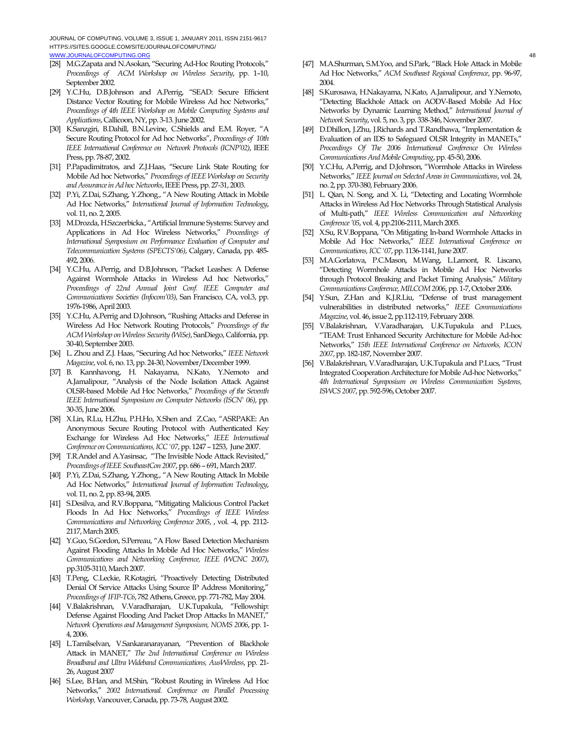[28] M.G.Zapata and N.Asokan, "Securing Ad-Hoc Routing Protocols," *Proceedings of ACM Workshop on Wireless Security*, pp. 1–10, September 2002.

[29] Y.C.Hu, D.B.Johnson and A.Perrig, "SEAD: Secure Efficient Distance Vector Routing for Mobile Wireless Ad hoc Networks," *Proceedings of 4th IEEE Workshop on Mobile Computing Systems and Applications*, Callicoon, NY, pp. 3-13. June 2002.

[30] K.Sanzgiri, B.Dahill, B.N.Levine, C.Shields and E.M. Royer, "A Secure Routing Protocol for Ad hoc Networks", *Proceedings of 10th IEEE International Conference on Network Protocols (ICNP'02)*, IEEE Press, pp. 78-87, 2002.

[31] P.Papadimitratos, and Z.J.Haas, "Secure Link State Routing for Mobile Ad hoc Networks," *Proceedings of IEEE Workshop on Security and Assurance in Ad hoc Networks*, IEEE Press, pp. 27-31, 2003.

[32] P.Yi, Z.Dai, S.Zhang, Y.Zhong., "A New Routing Attack in Mobile Ad Hoc Networks," *International Journal of Information Technology*, vol. 11, no. 2, 2005.

[33] M.Drozda, H.Szczerbicka., "Artificial Immune Systems: Survey and Applications in Ad Hoc Wireless Networks," *Proceedings of International Symposium on Performance Evaluation of Computer and Telecommunication Systems (SPECTS'06)*, Calgary, Canada, pp. 485-492, 2006.

[34] Y.C.Hu, A.Perrig, and D.B.Johnson, "Packet Leashes: A Defense Against Wormhole Attacks in Wireless Ad hoc Networks," *Proceedings of 22nd Annual Joint Conf. IEEE Computer and Communications Societies (Infocom'03)*, San Francisco, CA, vol.3, pp. 1976-1986, April 2003.

[35] Y.C.Hu, A.Perrig and D.Johnson, "Rushing Attacks and Defense in Wireless Ad Hoc Network Routing Protocols," *Proceedings of the ACM Workshop on Wireless Security (WiSe)*, SanDiego, California, pp. 30-40, September 2003.

[36] L. Zhou and Z.J. Haas, "Securing Ad hoc Networks," *IEEE Network Magazine*, vol. 6, no. 13, pp. 24-30, November/December 1999.

[37] B. Kannhavong, H. Nakayama, N.Kato, Y.Nemoto and A.Jamalipour, "Analysis of the Node Isolation Attack Against OLSR-based Mobile Ad Hoc Networks," *Proceedings of the Seventh IEEE International Symposium on Computer Networks (ISCN' 06)*, pp. 30-35, June 2006.

[38] X.Lin, R.Lu, H.Zhu, P.H.Ho, X.Shen and Z.Cao, "ASRPAKE: An Anonymous Secure Routing Protocol with Authenticated Key Exchange for Wireless Ad Hoc Networks," *IEEE International Conference on Communications, ICC '07*, pp. 1247 – 1253, June 2007.

[39] T.R.Andel and A.Yasinsac, "The Invisible Node Attack Revisited," *Proceedings of IEEE SoutheastCon 2007*, pp. 686 – 691, March 2007.

[40] P.Yi, Z.Dai, S.Zhang, Y.Zhong., "A New Routing Attack In Mobile Ad Hoc Networks," *International Journal of Information Technology*, vol. 11, no. 2, pp. 83-94, 2005.

[41] S.Desilva, and R.V.Boppana, "Mitigating Malicious Control Packet Floods In Ad Hoc Networks," *Proceedings of IEEE Wireless Communications and Networking Conference 2005*, , vol. -4, pp. 2112-2117, March 2005.

[42] Y.Guo, S.Gordon, S.Perreau, "A Flow Based Detection Mechanism Against Flooding Attacks In Mobile Ad Hoc Networks," *Wireless Communications and Networking Conference, IEEE (WCNC 2007)*, pp.3105-3110, March 2007.

[43] T.Peng, C.Leckie, R.Kotagiri, "Proactively Detecting Distributed Denial Of Service Attacks Using Source IP Address Monitoring," *Proceedings of IFIP-TC6*, 782 Athens, Greece, pp. 771-782, May 2004.

[44] V.Balakrishnan, V.Varadharajan, U.K.Tupakula, "Fellowship: Defense Against Flooding And Packet Drop Attacks In MANET," *Network Operations and Management Symposium, NOMS 2006*, pp. 1-4, 2006.

[45] L.Tamilselvan, V.Sankaranarayanan, "Prevention of Blackhole Attack in MANET," *The 2nd International Conference on Wireless Broadband and Ultra Wideband Communications, AusWireless*, pp. 21-26, August 2007

[46] S.Lee, B.Han, and M.Shin, "Robust Routing in Wireless Ad Hoc Networks," *2002 International. Conference on Parallel Processing Workshop,* Vancouver, Canada, pp. 73-78, August 2002.

[47] M.A.Shurman, S.M.Yoo, and S.Park, "Black Hole Attack in Mobile Ad Hoc Networks," *ACM Southeast Regional Conference*, pp. 96-97, 2004.

[48] S.Kurosawa, H.Nakayama, N.Kato, A.Jamalipour, and Y.Nemoto, "Detecting Blackhole Attack on AODV-Based Mobile Ad Hoc Networks by Dynamic Learning Method," *International Journal of Network Security*, vol. 5, no. 3, pp. 338-346, November 2007.

[49] D.Dhillon, J.Zhu, J.Richards and T.Randhawa, "Implementation & Evaluation of an IDS to Safeguard OLSR Integrity in MANETs," *Proceedings Of The 2006 International Conference On Wireless Communications And Mobile Computing*, pp. 45-50, 2006.

[50] Y.C.Hu, A.Perrig, and D.Johnson, "Wormhole Attacks in Wireless Networks," *IEEE Journal on Selected Areas in Communications*, vol. 24, no. 2, pp. 370-380, February 2006.

[51] L. Qian, N. Song, and X. Li, "Detecting and Locating Wormhole Attacks in Wireless Ad Hoc Networks Through Statistical Analysis of Multi-path," *IEEE Wireless Communication and Networking Conference '05*, vol. 4, pp.2106-2111, March 2005.

[52] X.Su, R.V.Boppana, "On Mitigating In-band Wormhole Attacks in Mobile Ad Hoc Networks," *IEEE International Conference on Communications, ICC '07*, pp. 1136-1141, June 2007.

[53] M.A.Gorlatova, P.C.Mason, M.Wang, L.Lamont, R. Liscano, "Detecting Wormhole Attacks in Mobile Ad Hoc Networks through Protocol Breaking and Packet Timing Analysis," *Military Communications Conference, MILCOM 2006*, pp. 1-7, October 2006.

[54] Y.Sun, Z.Han and K.J.R.Liu, "Defense of trust management vulnerabilities in distributed networks," *IEEE Communications Magazine*, vol. 46, issue 2, pp.112-119, February 2008.

[55] V.Balakrishnan, V.Varadharajan, U.K.Tupakula and P.Lucs, "TEAM: Trust Enhanced Security Architecture for Mobile Ad-hoc Networks," *15th IEEE International Conference on Networks, ICON 2007*, pp. 182-187, November 2007.

[56] V.Balakrishnan, V.Varadharajan, U.K.Tupakula and P.Lucs, "Trust Integrated Cooperation Architecture for Mobile Ad-hoc Networks," *4th International Symposium on Wireless Communication Systems, ISWCS 2007*, pp. 592-596, October 2007.